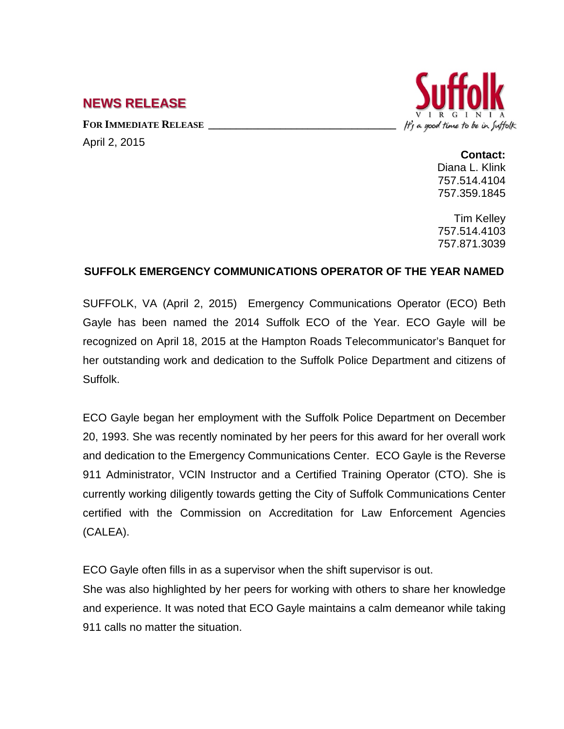## NEWS RELEASE

**FOR IMMEDIATE RELEASE** \_\_\_\_\_\_\_\_\_\_\_\_\_\_\_\_\_\_\_\_\_\_\_\_\_\_\_\_\_\_\_\_\_\_

Suffolk VIRGINIA *It's a good time to be in Suffolk*

April 2, 2015

**Contact:**
Diana L. Klink
757.514.4104
757.359.1845

Tim Kelley
757.514.4103
757.871.3039

**SUFFOLK EMERGENCY COMMUNICATIONS OPERATOR OF THE YEAR NAMED**

SUFFOLK, VA (April 2, 2015) Emergency Communications Operator (ECO) Beth Gayle has been named the 2014 Suffolk ECO of the Year. ECO Gayle will be recognized on April 18, 2015 at the Hampton Roads Telecommunicator's Banquet for her outstanding work and dedication to the Suffolk Police Department and citizens of Suffolk.

ECO Gayle began her employment with the Suffolk Police Department on December 20, 1993. She was recently nominated by her peers for this award for her overall work and dedication to the Emergency Communications Center. ECO Gayle is the Reverse 911 Administrator, VCIN Instructor and a Certified Training Operator (CTO). She is currently working diligently towards getting the City of Suffolk Communications Center certified with the Commission on Accreditation for Law Enforcement Agencies (CALEA).

ECO Gayle often fills in as a supervisor when the shift supervisor is out.
She was also highlighted by her peers for working with others to share her knowledge and experience. It was noted that ECO Gayle maintains a calm demeanor while taking 911 calls no matter the situation.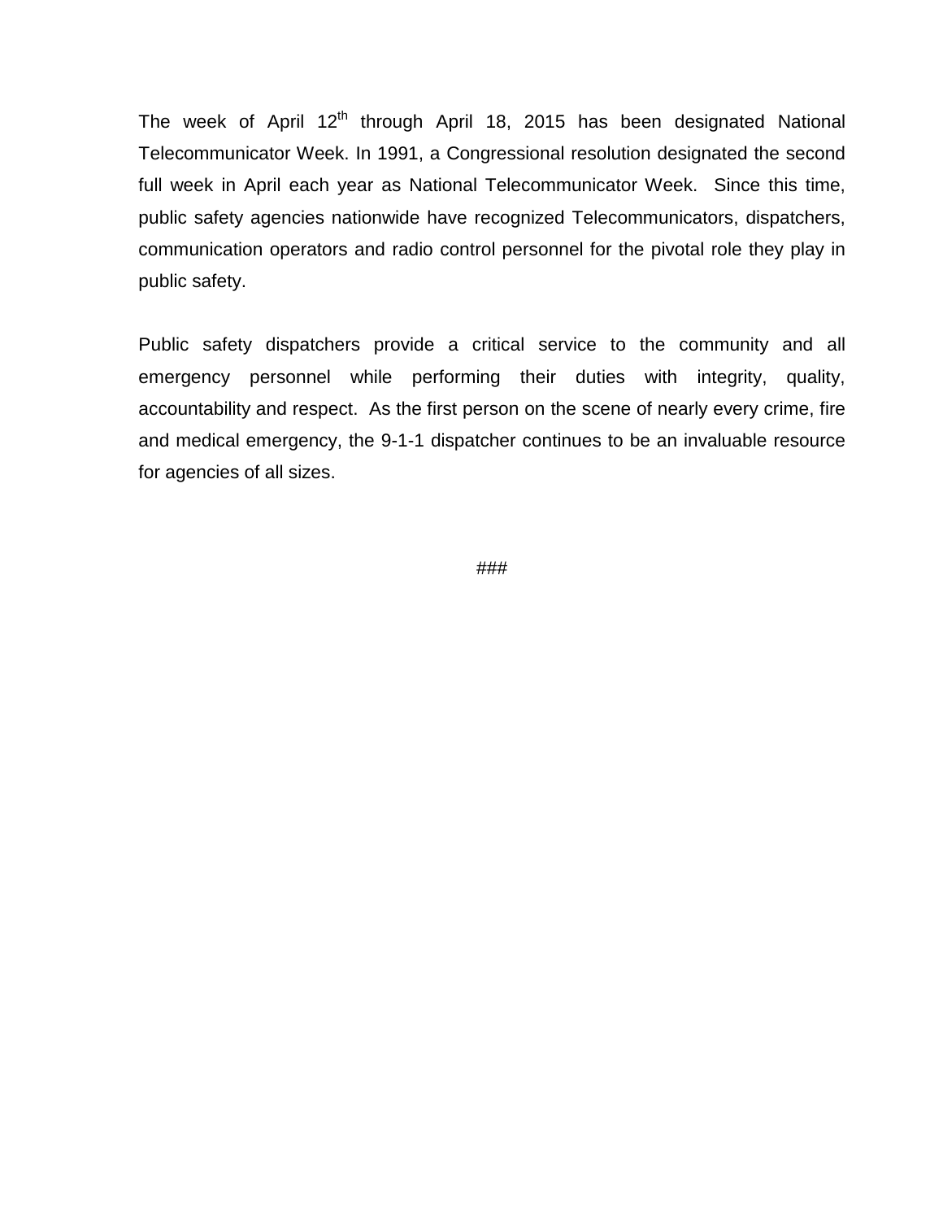The week of April 12th through April 18, 2015 has been designated National Telecommunicator Week. In 1991, a Congressional resolution designated the second full week in April each year as National Telecommunicator Week. Since this time, public safety agencies nationwide have recognized Telecommunicators, dispatchers, communication operators and radio control personnel for the pivotal role they play in public safety.

Public safety dispatchers provide a critical service to the community and all emergency personnel while performing their duties with integrity, quality, accountability and respect. As the first person on the scene of nearly every crime, fire and medical emergency, the 9-1-1 dispatcher continues to be an invaluable resource for agencies of all sizes.

###